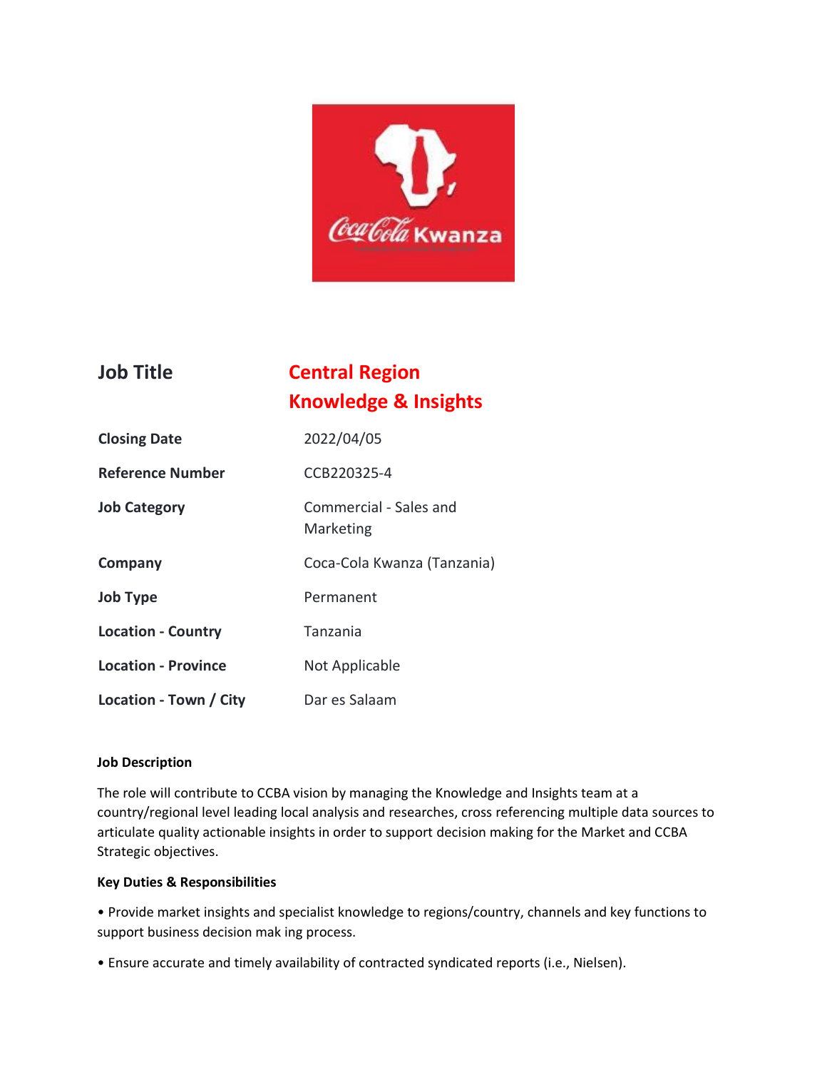| Job Title | Central Region Knowledge & Insights |
|---|---|
| Closing Date | 2022/04/05 |
| Reference Number | CCB220325-4 |
| Job Category | Commercial - Sales and Marketing |
| Company | Coca-Cola Kwanza (Tanzania) |
| Job Type | Permanent |
| Location - Country | Tanzania |
| Location - Province | Not Applicable |
| Location - Town / City | Dar es Salaam |

**Job Description**

The role will contribute to CCBA vision by managing the Knowledge and Insights team at a country/regional level leading local analysis and researches, cross referencing multiple data sources to articulate quality actionable insights in order to support decision making for the Market and CCBA Strategic objectives.

**Key Duties & Responsibilities**

• Provide market insights and specialist knowledge to regions/country, channels and key functions to support business decision mak ing process.

• Ensure accurate and timely availability of contracted syndicated reports (i.e., Nielsen).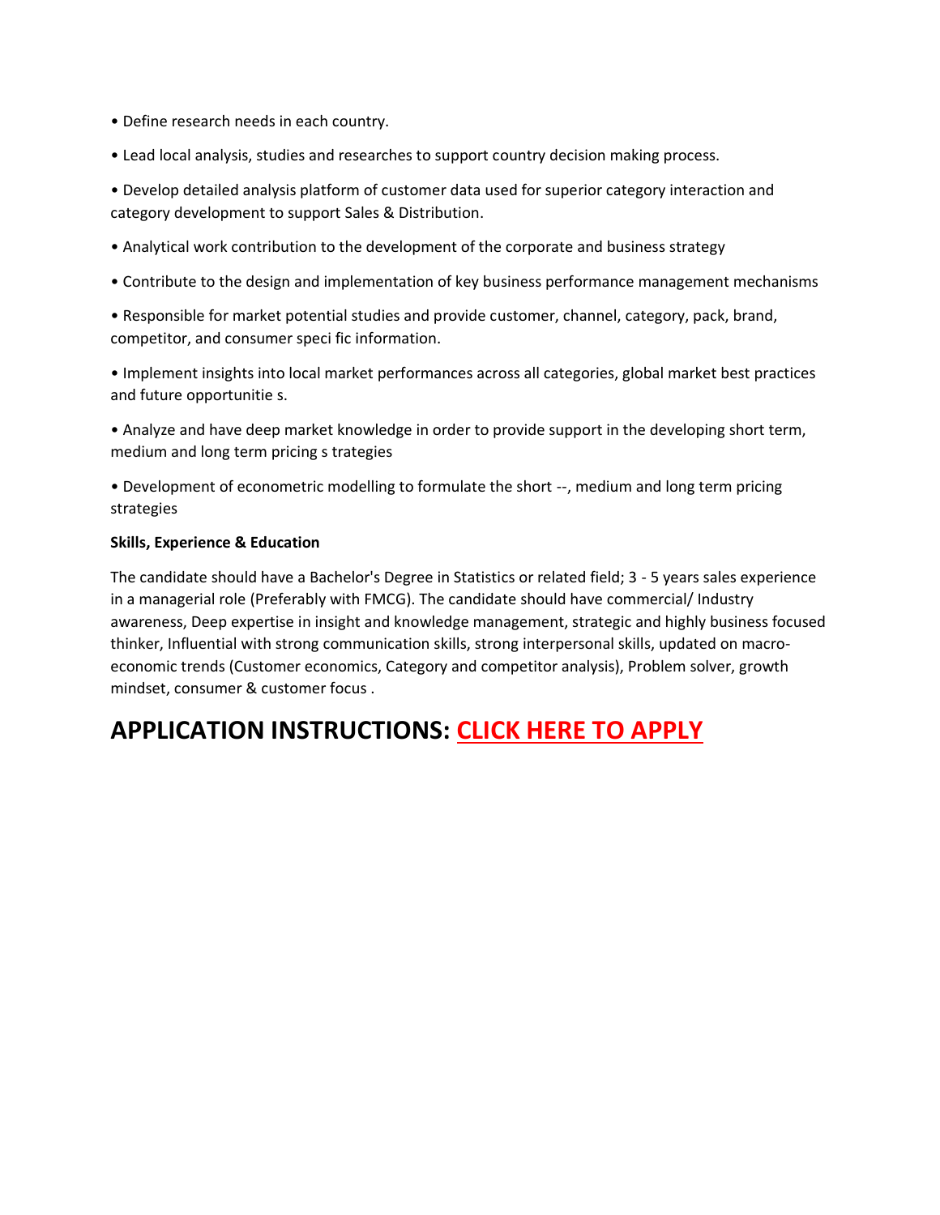- Define research needs in each country.
- Lead local analysis, studies and researches to support country decision making process.
- Develop detailed analysis platform of customer data used for superior category interaction and category development to support Sales & Distribution.
- Analytical work contribution to the development of the corporate and business strategy
- Contribute to the design and implementation of key business performance management mechanisms
- Responsible for market potential studies and provide customer, channel, category, pack, brand, competitor, and consumer speci fic information.
- Implement insights into local market performances across all categories, global market best practices and future opportunitie s.
- Analyze and have deep market knowledge in order to provide support in the developing short term, medium and long term pricing s trategies
- Development of econometric modelling to formulate the short --, medium and long term pricing strategies

**Skills, Experience & Education**

The candidate should have a Bachelor's Degree in Statistics or related field; 3 - 5 years sales experience in a managerial role (Preferably with FMCG). The candidate should have commercial/ Industry awareness, Deep expertise in insight and knowledge management, strategic and highly business focused thinker, Influential with strong communication skills, strong interpersonal skills, updated on macro-economic trends (Customer economics, Category and competitor analysis), Problem solver, growth mindset, consumer & customer focus .

## APPLICATION INSTRUCTIONS: CLICK HERE TO APPLY